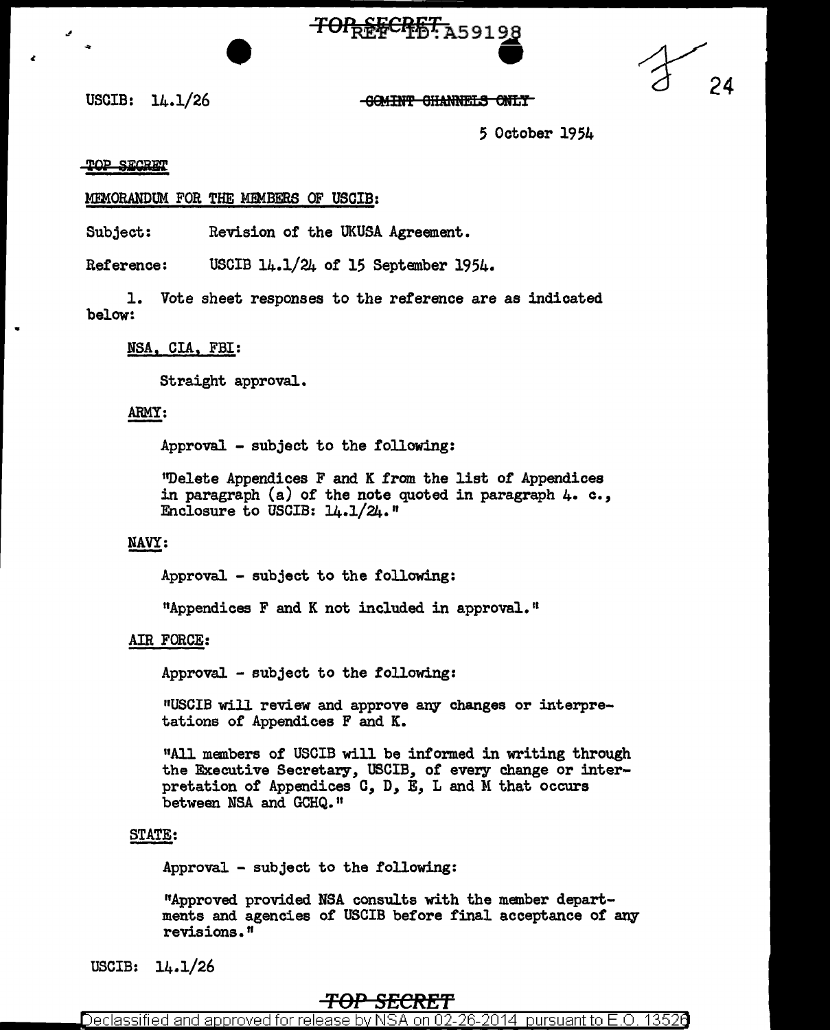USCIB: 14.1/26

~~COMINT CHANNELS ONLY~~

5 October 1954

~~TOP SECRET~~

MEMORANDUM FOR THE MEMBERS OF USCIB:

Subject: Revision of the UKUSA Agreement.

Reference: USCIB 14.1/24 of 15 September 1954.

1. Vote sheet responses to the reference are as indicated below:

NSA, CIA, FBI:

Straight approval.

ARMY:

Approval - subject to the following:

"Delete Appendices F and K from the list of Appendices in paragraph (a) of the note quoted in paragraph 4. c., Enclosure to USCIB: 14.1/24."

NAVY:

Approval - subject to the following:

"Appendices F and K not included in approval."

AIR FORCE:

Approval - subject to the following:

"USCIB will review and approve any changes or interpretations of Appendices F and K.

"All members of USCIB will be informed in writing through the Executive Secretary, USCIB, of every change or interpretation of Appendices C, D, E, L and M that occurs between NSA and GCHQ."

STATE:

Approval - subject to the following:

"Approved provided NSA consults with the member departments and agencies of USCIB before final acceptance of any revisions."

USCIB: 14.1/26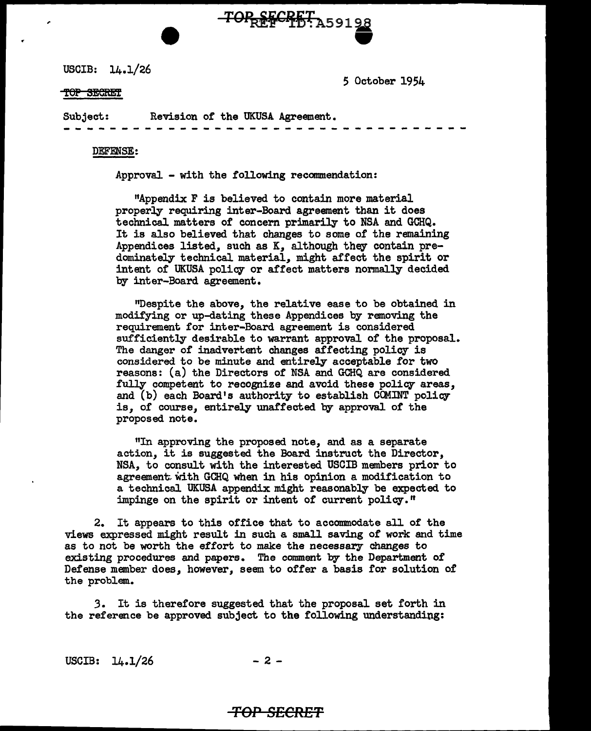USCIB: 14.1/26

5 October 1954

~~TOP SECRET~~

Subject: Revision of the UKUSA Agreement.

- - - - - - - - - - - - - - - - - - - - - - - - - - - - - - - - - - -

DEFENSE:

Approval - with the following recommendation:

"Appendix F is believed to contain more material properly requiring inter-Board agreement than it does technical matters of concern primarily to NSA and GCHQ. It is also believed that changes to some of the remaining Appendices listed, such as K, although they contain predominately technical material, might affect the spirit or intent of UKUSA policy or affect matters normally decided by inter-Board agreement.

"Despite the above, the relative ease to be obtained in modifying or up-dating these Appendices by removing the requirement for inter-Board agreement is considered sufficiently desirable to warrant approval of the proposal. The danger of inadvertent changes affecting policy is considered to be minute and entirely acceptable for two reasons: (a) the Directors of NSA and GCHQ are considered fully competent to recognize and avoid these policy areas, and (b) each Board's authority to establish COMINT policy is, of course, entirely unaffected by approval of the proposed note.

"In approving the proposed note, and as a separate action, it is suggested the Board instruct the Director, NSA, to consult with the interested USCIB members prior to agreement with GCHQ when in his opinion a modification to a technical UKUSA appendix might reasonably be expected to impinge on the spirit or intent of current policy."

2. It appears to this office that to accommodate all of the views expressed might result in such a small saving of work and time as to not be worth the effort to make the necessary changes to existing procedures and papers. The comment by the Department of Defense member does, however, seem to offer a basis for solution of the problem.

3. It is therefore suggested that the proposal set forth in the reference be approved subject to the following understanding:

USCIB: 14.1/26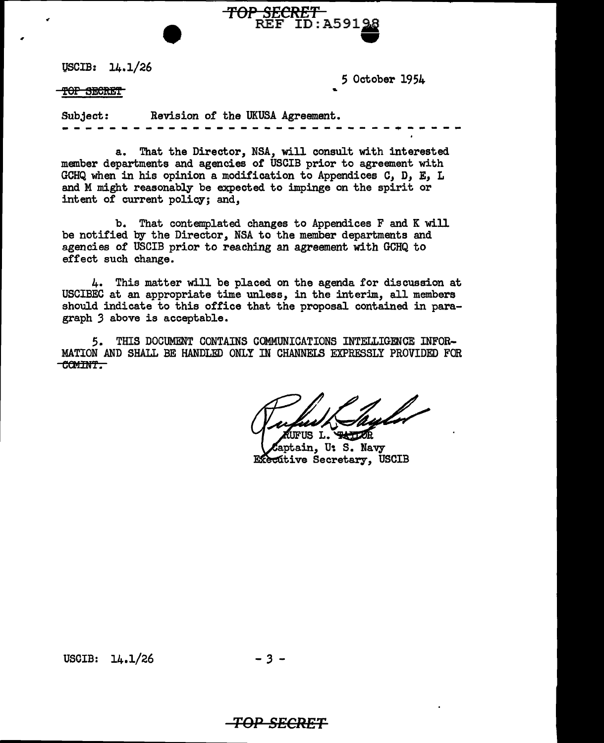TOP SECRET

REF ID:A59198

USCIB: 14.1/26

5 October 1954

TOP SECRET

Subject: Revision of the UKUSA Agreement.

- - - - - - - - - - - - - - - - - - - - - - - - - - - - - - - - -

a. That the Director, NSA, will consult with interested member departments and agencies of USCIB prior to agreement with GCHQ when in his opinion a modification to Appendices C, D, E, L and M might reasonably be expected to impinge on the spirit or intent of current policy; and,

b. That contemplated changes to Appendices F and K will be notified by the Director, NSA to the member departments and agencies of USCIB prior to reaching an agreement with GCHQ to effect such change.

4. This matter will be placed on the agenda for discussion at USCIBEC at an appropriate time unless, in the interim, all members should indicate to this office that the proposal contained in paragraph 3 above is acceptable.

5. THIS DOCUMENT CONTAINS COMMUNICATIONS INTELLIGENCE INFORMATION AND SHALL BE HANDLED ONLY IN CHANNELS EXPRESSLY PROVIDED FOR COMINT.

RUFUS L. TAYLOR
Captain, U. S. Navy
Executive Secretary, USCIB

USCIB: 14.1/26

TOP SECRET